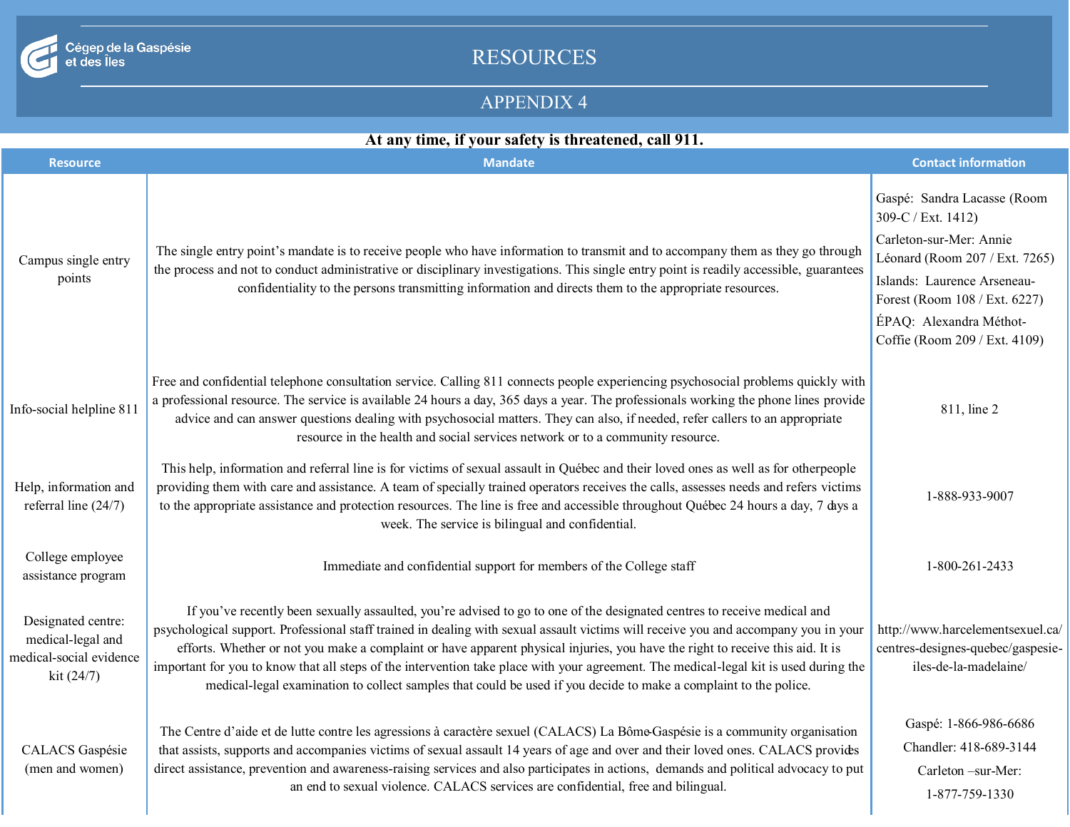Cégep de la Gaspésie et des Îles

# RESOURCES

## APPENDIX 4

**At any time, if your safety is threatened, call 911.**

| Resource | Mandate | Contact information |
|---|---|---|
| Campus single entry points | The single entry point's mandate is to receive people who have information to transmit and to accompany them as they go through the process and not to conduct administrative or disciplinary investigations. This single entry point is readily accessible, guarantees confidentiality to the persons transmitting information and directs them to the appropriate resources. | Gaspé: Sandra Lacasse (Room 309-C / Ext. 1412)<br>Carleton-sur-Mer: Annie Léonard (Room 207 / Ext. 7265)<br>Islands: Laurence Arseneau-Forest (Room 108 / Ext. 6227)<br>ÉPAQ: Alexandra Méthot-Coffie (Room 209 / Ext. 4109) |
| Info-social helpline 811 | Free and confidential telephone consultation service. Calling 811 connects people experiencing psychosocial problems quickly with a professional resource. The service is available 24 hours a day, 365 days a year. The professionals working the phone lines provide advice and can answer questions dealing with psychosocial matters. They can also, if needed, refer callers to an appropriate resource in the health and social services network or to a community resource. | 811, line 2 |
| Help, information and referral line (24/7) | This help, information and referral line is for victims of sexual assault in Québec and their loved ones as well as for otherpeople providing them with care and assistance. A team of specially trained operators receives the calls, assesses needs and refers victims to the appropriate assistance and protection resources. The line is free and accessible throughout Québec 24 hours a day, 7 days a week. The service is bilingual and confidential. | 1-888-933-9007 |
| College employee assistance program | Immediate and confidential support for members of the College staff | 1-800-261-2433 |
| Designated centre: medical-legal and medical-social evidence kit (24/7) | If you've recently been sexually assaulted, you're advised to go to one of the designated centres to receive medical and psychological support. Professional staff trained in dealing with sexual assault victims will receive you and accompany you in your efforts. Whether or not you make a complaint or have apparent physical injuries, you have the right to receive this aid. It is important for you to know that all steps of the intervention take place with your agreement. The medical-legal kit is used during the medical-legal examination to collect samples that could be used if you decide to make a complaint to the police. | http://www.harcelementsexuel.ca/centres-designes-quebec/gaspesie-iles-de-la-madelaine/ |
| CALACS Gaspésie (men and women) | The Centre d'aide et de lutte contre les agressions à caractère sexuel (CALACS) La Bôme-Gaspésie is a community organisation that assists, supports and accompanies victims of sexual assault 14 years of age and over and their loved ones. CALACS provides direct assistance, prevention and awareness-raising services and also participates in actions, demands and political advocacy to put an end to sexual violence. CALACS services are confidential, free and bilingual. | Gaspé: 1-866-986-6686<br>Chandler: 418-689-3144<br>Carleton –sur-Mer:<br>1-877-759-1330 |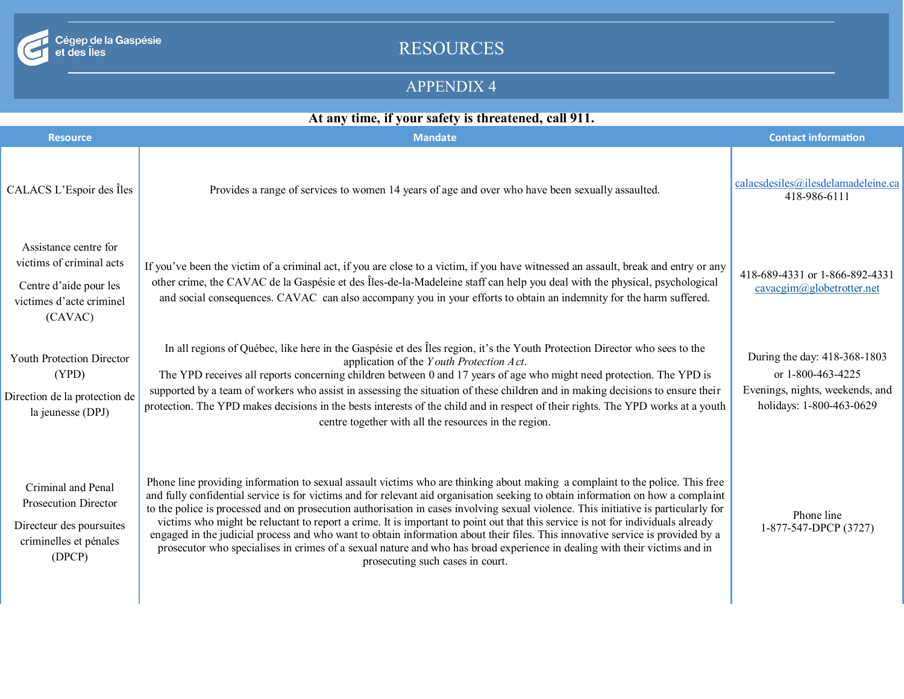Cégep de la Gaspésie et des Îles

# RESOURCES

## APPENDIX 4

**At any time, if your safety is threatened, call 911.**

| Resource | Mandate | Contact information |
|---|---|---|
| CALACS L'Espoir des Îles | Provides a range of services to women 14 years of age and over who have been sexually assaulted. | calacsdesiles@ilesdelamadeleine.ca 418-986-6111 |
| Assistance centre for victims of criminal acts<br><br>Centre d'aide pour les victimes d'acte criminel (CAVAC) | If you've been the victim of a criminal act, if you are close to a victim, if you have witnessed an assault, break and entry or any other crime, the CAVAC de la Gaspésie et des Îles-de-la-Madeleine staff can help you deal with the physical, psychological and social consequences. CAVAC can also accompany you in your efforts to obtain an indemnity for the harm suffered. | 418-689-4331 or 1-866-892-4331 cavacgim@globetrotter.net |
| Youth Protection Director (YPD)<br><br>Direction de la protection de la jeunesse (DPJ) | In all regions of Québec, like here in the Gaspésie et des Îles region, it's the Youth Protection Director who sees to the application of the *Youth Protection Act*.<br>The YPD receives all reports concerning children between 0 and 17 years of age who might need protection. The YPD is supported by a team of workers who assist in assessing the situation of these children and in making decisions to ensure their protection. The YPD makes decisions in the bests interests of the child and in respect of their rights. The YPD works at a youth centre together with all the resources in the region. | During the day: 418-368-1803 or 1-800-463-4225<br>Evenings, nights, weekends, and holidays: 1-800-463-0629 |
| Criminal and Penal Prosecution Director<br><br>Directeur des poursuites criminelles et pénales (DPCP) | Phone line providing information to sexual assault victims who are thinking about making a complaint to the police. This free and fully confidential service is for victims and for relevant aid organisation seeking to obtain information on how a complaint to the police is processed and on prosecution authorisation in cases involving sexual violence. This initiative is particularly for victims who might be reluctant to report a crime. It is important to point out that this service is not for individuals already engaged in the judicial process and who want to obtain information about their files. This innovative service is provided by a prosecutor who specialises in crimes of a sexual nature and who has broad experience in dealing with their victims and in prosecuting such cases in court. | Phone line<br>1-877-547-DPCP (3727) |